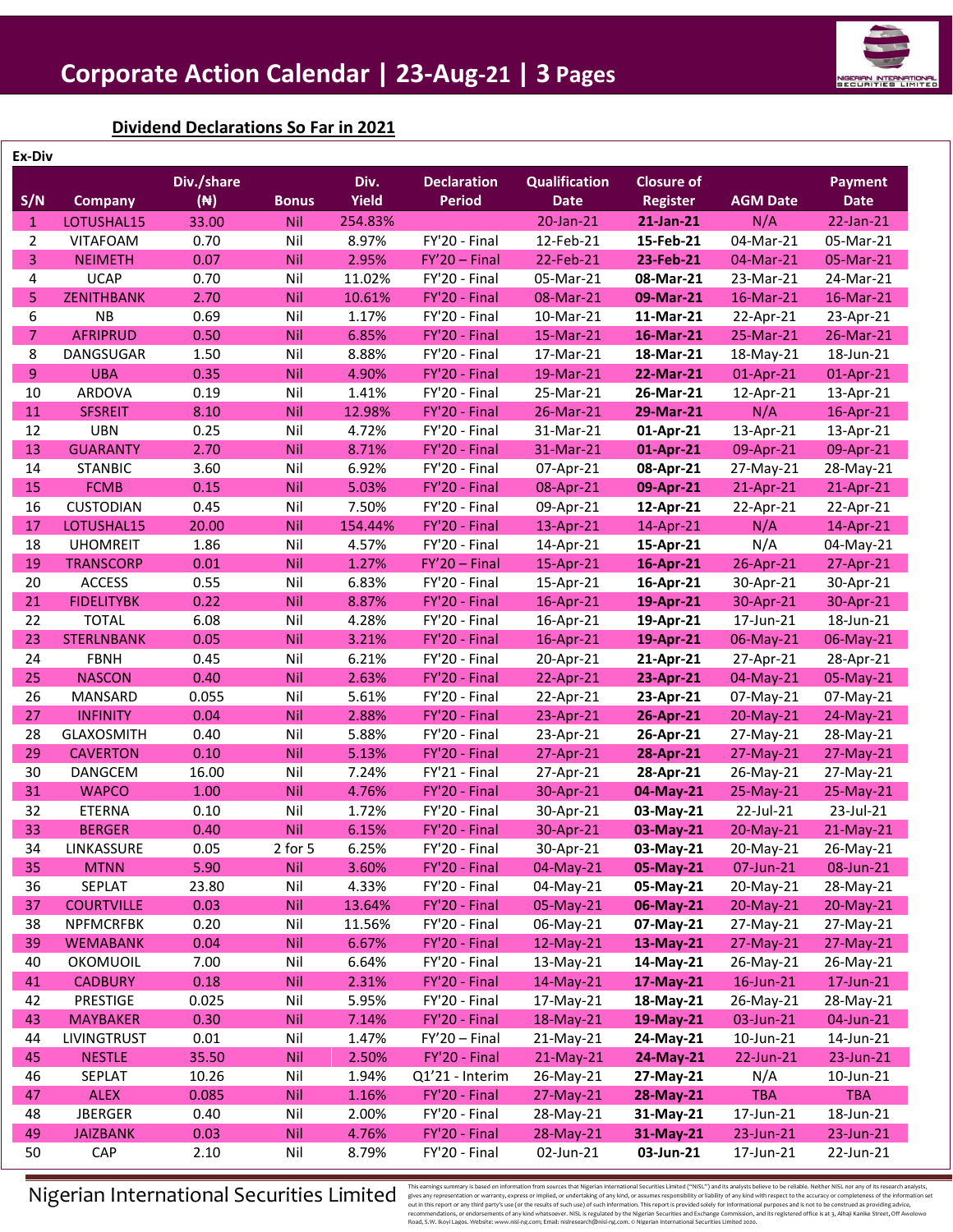# Corporate Action Calendar | 23-Aug-21 | 3 Pages

## Dividend Declarations So Far in 2021

**Ex-Div**

| S/N | Company | Div./share (₦) | Bonus | Div. Yield | Declaration Period | Qualification Date | Closure of Register | AGM Date | Payment Date |
|---|---|---|---|---|---|---|---|---|---|
| 1 | LOTUSHAL15 | 33.00 | Nil | 254.83% | | 20-Jan-21 | **21-Jan-21** | N/A | 22-Jan-21 |
| 2 | VITAFOAM | 0.70 | Nil | 8.97% | FY'20 - Final | 12-Feb-21 | **15-Feb-21** | 04-Mar-21 | 05-Mar-21 |
| 3 | NEIMETH | 0.07 | Nil | 2.95% | FY'20 – Final | 22-Feb-21 | **23-Feb-21** | 04-Mar-21 | 05-Mar-21 |
| 4 | UCAP | 0.70 | Nil | 11.02% | FY'20 - Final | 05-Mar-21 | **08-Mar-21** | 23-Mar-21 | 24-Mar-21 |
| 5 | ZENITHBANK | 2.70 | Nil | 10.61% | FY'20 - Final | 08-Mar-21 | **09-Mar-21** | 16-Mar-21 | 16-Mar-21 |
| 6 | NB | 0.69 | Nil | 1.17% | FY'20 - Final | 10-Mar-21 | **11-Mar-21** | 22-Apr-21 | 23-Apr-21 |
| 7 | AFRIPRUD | 0.50 | Nil | 6.85% | FY'20 - Final | 15-Mar-21 | **16-Mar-21** | 25-Mar-21 | 26-Mar-21 |
| 8 | DANGSUGAR | 1.50 | Nil | 8.88% | FY'20 - Final | 17-Mar-21 | **18-Mar-21** | 18-May-21 | 18-Jun-21 |
| 9 | UBA | 0.35 | Nil | 4.90% | FY'20 - Final | 19-Mar-21 | **22-Mar-21** | 01-Apr-21 | 01-Apr-21 |
| 10 | ARDOVA | 0.19 | Nil | 1.41% | FY'20 - Final | 25-Mar-21 | **26-Mar-21** | 12-Apr-21 | 13-Apr-21 |
| 11 | SFSREIT | 8.10 | Nil | 12.98% | FY'20 - Final | 26-Mar-21 | **29-Mar-21** | N/A | 16-Apr-21 |
| 12 | UBN | 0.25 | Nil | 4.72% | FY'20 - Final | 31-Mar-21 | **01-Apr-21** | 13-Apr-21 | 13-Apr-21 |
| 13 | GUARANTY | 2.70 | Nil | 8.71% | FY'20 - Final | 31-Mar-21 | **01-Apr-21** | 09-Apr-21 | 09-Apr-21 |
| 14 | STANBIC | 3.60 | Nil | 6.92% | FY'20 - Final | 07-Apr-21 | **08-Apr-21** | 27-May-21 | 28-May-21 |
| 15 | FCMB | 0.15 | Nil | 5.03% | FY'20 - Final | 08-Apr-21 | **09-Apr-21** | 21-Apr-21 | 21-Apr-21 |
| 16 | CUSTODIAN | 0.45 | Nil | 7.50% | FY'20 - Final | 09-Apr-21 | **12-Apr-21** | 22-Apr-21 | 22-Apr-21 |
| 17 | LOTUSHAL15 | 20.00 | Nil | 154.44% | FY'20 - Final | 13-Apr-21 | 14-Apr-21 | N/A | 14-Apr-21 |
| 18 | UHOMREIT | 1.86 | Nil | 4.57% | FY'20 - Final | 14-Apr-21 | **15-Apr-21** | N/A | 04-May-21 |
| 19 | TRANSCORP | 0.01 | Nil | 1.27% | FY'20 – Final | 15-Apr-21 | **16-Apr-21** | 26-Apr-21 | 27-Apr-21 |
| 20 | ACCESS | 0.55 | Nil | 6.83% | FY'20 - Final | 15-Apr-21 | **16-Apr-21** | 30-Apr-21 | 30-Apr-21 |
| 21 | FIDELITYBK | 0.22 | Nil | 8.87% | FY'20 - Final | 16-Apr-21 | **19-Apr-21** | 30-Apr-21 | 30-Apr-21 |
| 22 | TOTAL | 6.08 | Nil | 4.28% | FY'20 - Final | 16-Apr-21 | **19-Apr-21** | 17-Jun-21 | 18-Jun-21 |
| 23 | STERLNBANK | 0.05 | Nil | 3.21% | FY'20 - Final | 16-Apr-21 | **19-Apr-21** | 06-May-21 | 06-May-21 |
| 24 | FBNH | 0.45 | Nil | 6.21% | FY'20 - Final | 20-Apr-21 | **21-Apr-21** | 27-Apr-21 | 28-Apr-21 |
| 25 | NASCON | 0.40 | Nil | 2.63% | FY'20 - Final | 22-Apr-21 | **23-Apr-21** | 04-May-21 | 05-May-21 |
| 26 | MANSARD | 0.055 | Nil | 5.61% | FY'20 - Final | 22-Apr-21 | **23-Apr-21** | 07-May-21 | 07-May-21 |
| 27 | INFINITY | 0.04 | Nil | 2.88% | FY'20 - Final | 23-Apr-21 | **26-Apr-21** | 20-May-21 | 24-May-21 |
| 28 | GLAXOSMITH | 0.40 | Nil | 5.88% | FY'20 - Final | 23-Apr-21 | **26-Apr-21** | 27-May-21 | 28-May-21 |
| 29 | CAVERTON | 0.10 | Nil | 5.13% | FY'20 - Final | 27-Apr-21 | **28-Apr-21** | 27-May-21 | 27-May-21 |
| 30 | DANGCEM | 16.00 | Nil | 7.24% | FY'21 - Final | 27-Apr-21 | **28-Apr-21** | 26-May-21 | 27-May-21 |
| 31 | WAPCO | 1.00 | Nil | 4.76% | FY'20 - Final | 30-Apr-21 | **04-May-21** | 25-May-21 | 25-May-21 |
| 32 | ETERNA | 0.10 | Nil | 1.72% | FY'20 - Final | 30-Apr-21 | **03-May-21** | 22-Jul-21 | 23-Jul-21 |
| 33 | BERGER | 0.40 | Nil | 6.15% | FY'20 - Final | 30-Apr-21 | **03-May-21** | 20-May-21 | 21-May-21 |
| 34 | LINKASSURE | 0.05 | 2 for 5 | 6.25% | FY'20 - Final | 30-Apr-21 | **03-May-21** | 20-May-21 | 26-May-21 |
| 35 | MTNN | 5.90 | Nil | 3.60% | FY'20 - Final | 04-May-21 | **05-May-21** | 07-Jun-21 | 08-Jun-21 |
| 36 | SEPLAT | 23.80 | Nil | 4.33% | FY'20 - Final | 04-May-21 | **05-May-21** | 20-May-21 | 28-May-21 |
| 37 | COURTVILLE | 0.03 | Nil | 13.64% | FY'20 - Final | 05-May-21 | **06-May-21** | 20-May-21 | 20-May-21 |
| 38 | NPFMCRFBK | 0.20 | Nil | 11.56% | FY'20 - Final | 06-May-21 | **07-May-21** | 27-May-21 | 27-May-21 |
| 39 | WEMABANK | 0.04 | Nil | 6.67% | FY'20 - Final | 12-May-21 | **13-May-21** | 27-May-21 | 27-May-21 |
| 40 | OKOMUOIL | 7.00 | Nil | 6.64% | FY'20 - Final | 13-May-21 | **14-May-21** | 26-May-21 | 26-May-21 |
| 41 | CADBURY | 0.18 | Nil | 2.31% | FY'20 - Final | 14-May-21 | **17-May-21** | 16-Jun-21 | 17-Jun-21 |
| 42 | PRESTIGE | 0.025 | Nil | 5.95% | FY'20 - Final | 17-May-21 | **18-May-21** | 26-May-21 | 28-May-21 |
| 43 | MAYBAKER | 0.30 | Nil | 7.14% | FY'20 - Final | 18-May-21 | **19-May-21** | 03-Jun-21 | 04-Jun-21 |
| 44 | LIVINGTRUST | 0.01 | Nil | 1.47% | FY'20 – Final | 21-May-21 | **24-May-21** | 10-Jun-21 | 14-Jun-21 |
| 45 | NESTLE | 35.50 | Nil | 2.50% | FY'20 - Final | 21-May-21 | **24-May-21** | 22-Jun-21 | 23-Jun-21 |
| 46 | SEPLAT | 10.26 | Nil | 1.94% | Q1'21 - Interim | 26-May-21 | **27-May-21** | N/A | 10-Jun-21 |
| 47 | ALEX | 0.085 | Nil | 1.16% | FY'20 - Final | 27-May-21 | **28-May-21** | TBA | TBA |
| 48 | JBERGER | 0.40 | Nil | 2.00% | FY'20 - Final | 28-May-21 | **31-May-21** | 17-Jun-21 | 18-Jun-21 |
| 49 | JAIZBANK | 0.03 | Nil | 4.76% | FY'20 - Final | 28-May-21 | **31-May-21** | 23-Jun-21 | 23-Jun-21 |
| 50 | CAP | 2.10 | Nil | 8.79% | FY'20 - Final | 02-Jun-21 | **03-Jun-21** | 17-Jun-21 | 22-Jun-21 |

Nigerian International Securities Limited

This earnings summary is based on information from sources that Nigerian International Securities Limited ("NISL") and its analysts believe to be reliable. Neither NISL nor any of its research analysts, gives any representation or warranty, express or implied, or undertaking of any kind, or assumes responsibility or liability of any kind with respect to the accuracy or completeness of the information set out in this report or any third party's use (or the results of such use) of such information. This report is provided solely for informational purposes and is not to be construed as providing advice, recommendations, or endorsements of any kind whatsoever. NISL is regulated by the Nigerian Securities and Exchange Commission, and its registered office is at 3, Alhaji Kanike Street, Off Awolowo Road, S.W. Ikoyi Lagos. Website: www.nisl-ng.com; Email: nislresearch@nisl-ng.com. © Nigerian International Securities Limited 2020.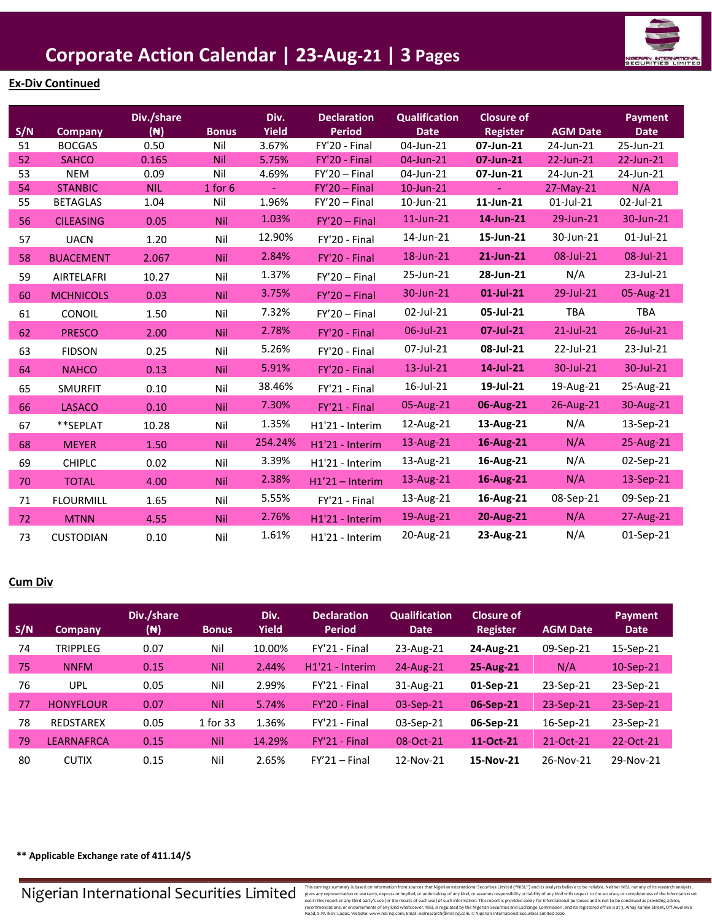# Corporate Action Calendar | 23-Aug-21 | 3 Pages

## Ex-Div Continued

| S/N | Company | Div./share (₦) | Bonus | Div. Yield | Declaration Period | Qualification Date | Closure of Register | AGM Date | Payment Date |
|---|---|---|---|---|---|---|---|---|---|
| 51 | BOCGAS | 0.50 | Nil | 3.67% | FY'20 - Final | 04-Jun-21 | **07-Jun-21** | 24-Jun-21 | 25-Jun-21 |
| 52 | SAHCO | 0.165 | Nil | 5.75% | FY'20 - Final | 04-Jun-21 | **07-Jun-21** | 22-Jun-21 | 22-Jun-21 |
| 53 | NEM | 0.09 | Nil | 4.69% | FY'20 – Final | 04-Jun-21 | **07-Jun-21** | 24-Jun-21 | 24-Jun-21 |
| 54 | STANBIC | NIL | 1 for 6 | - | FY'20 – Final | 10-Jun-21 | - | 27-May-21 | N/A |
| 55 | BETAGLAS | 1.04 | Nil | 1.96% | FY'20 – Final | 10-Jun-21 | **11-Jun-21** | 01-Jul-21 | 02-Jul-21 |
| 56 | CILEASING | 0.05 | Nil | 1.03% | FY'20 – Final | 11-Jun-21 | **14-Jun-21** | 29-Jun-21 | 30-Jun-21 |
| 57 | UACN | 1.20 | Nil | 12.90% | FY'20 - Final | 14-Jun-21 | **15-Jun-21** | 30-Jun-21 | 01-Jul-21 |
| 58 | BUACEMENT | 2.067 | Nil | 2.84% | FY'20 - Final | 18-Jun-21 | **21-Jun-21** | 08-Jul-21 | 08-Jul-21 |
| 59 | AIRTELAFRI | 10.27 | Nil | 1.37% | FY'20 – Final | 25-Jun-21 | **28-Jun-21** | N/A | 23-Jul-21 |
| 60 | MCHNICOLS | 0.03 | Nil | 3.75% | FY'20 – Final | 30-Jun-21 | **01-Jul-21** | 29-Jul-21 | 05-Aug-21 |
| 61 | CONOIL | 1.50 | Nil | 7.32% | FY'20 – Final | 02-Jul-21 | **05-Jul-21** | TBA | TBA |
| 62 | PRESCO | 2.00 | Nil | 2.78% | FY'20 - Final | 06-Jul-21 | **07-Jul-21** | 21-Jul-21 | 26-Jul-21 |
| 63 | FIDSON | 0.25 | Nil | 5.26% | FY'20 - Final | 07-Jul-21 | **08-Jul-21** | 22-Jul-21 | 23-Jul-21 |
| 64 | NAHCO | 0.13 | Nil | 5.91% | FY'20 - Final | 13-Jul-21 | **14-Jul-21** | 30-Jul-21 | 30-Jul-21 |
| 65 | SMURFIT | 0.10 | Nil | 38.46% | FY'21 - Final | 16-Jul-21 | **19-Jul-21** | 19-Aug-21 | 25-Aug-21 |
| 66 | LASACO | 0.10 | Nil | 7.30% | FY'21 - Final | 05-Aug-21 | **06-Aug-21** | 26-Aug-21 | 30-Aug-21 |
| 67 | **SEPLAT | 10.28 | Nil | 1.35% | H1'21 - Interim | 12-Aug-21 | **13-Aug-21** | N/A | 13-Sep-21 |
| 68 | MEYER | 1.50 | Nil | 254.24% | H1'21 - Interim | 13-Aug-21 | **16-Aug-21** | N/A | 25-Aug-21 |
| 69 | CHIPLC | 0.02 | Nil | 3.39% | H1'21 - Interim | 13-Aug-21 | **16-Aug-21** | N/A | 02-Sep-21 |
| 70 | TOTAL | 4.00 | Nil | 2.38% | H1'21 – Interim | 13-Aug-21 | **16-Aug-21** | N/A | 13-Sep-21 |
| 71 | FLOURMILL | 1.65 | Nil | 5.55% | FY'21 - Final | 13-Aug-21 | **16-Aug-21** | 08-Sep-21 | 09-Sep-21 |
| 72 | MTNN | 4.55 | Nil | 2.76% | H1'21 - Interim | 19-Aug-21 | **20-Aug-21** | N/A | 27-Aug-21 |
| 73 | CUSTODIAN | 0.10 | Nil | 1.61% | H1'21 - Interim | 20-Aug-21 | **23-Aug-21** | N/A | 01-Sep-21 |

## Cum Div

| S/N | Company | Div./share (₦) | Bonus | Div. Yield | Declaration Period | Qualification Date | Closure of Register | AGM Date | Payment Date |
|---|---|---|---|---|---|---|---|---|---|
| 74 | TRIPPLEG | 0.07 | Nil | 10.00% | FY'21 - Final | 23-Aug-21 | **24-Aug-21** | 09-Sep-21 | 15-Sep-21 |
| 75 | NNFM | 0.15 | Nil | 2.44% | H1'21 - Interim | 24-Aug-21 | **25-Aug-21** | N/A | 10-Sep-21 |
| 76 | UPL | 0.05 | Nil | 2.99% | FY'21 - Final | 31-Aug-21 | **01-Sep-21** | 23-Sep-21 | 23-Sep-21 |
| 77 | HONYFLOUR | 0.07 | Nil | 5.74% | FY'20 - Final | 03-Sep-21 | **06-Sep-21** | 23-Sep-21 | 23-Sep-21 |
| 78 | REDSTAREX | 0.05 | 1 for 33 | 1.36% | FY'21 - Final | 03-Sep-21 | **06-Sep-21** | 16-Sep-21 | 23-Sep-21 |
| 79 | LEARNAFRCA | 0.15 | Nil | 14.29% | FY'21 - Final | 08-Oct-21 | **11-Oct-21** | 21-Oct-21 | 22-Oct-21 |
| 80 | CUTIX | 0.15 | Nil | 2.65% | FY'21 – Final | 12-Nov-21 | **15-Nov-21** | 26-Nov-21 | 29-Nov-21 |

**** Applicable Exchange rate of 411.14/$**

Nigerian International Securities Limited

This earnings summary is based on information from sources that Nigerian International Securities Limited ("NISL") and its analysts believe to be reliable. Neither NISL nor any of its research analysts, gives any representation or warranty, express or implied, or undertaking of any kind, or assumes responsibility or liability of any kind with respect to the accuracy or completeness of the information set out in this report or any third party's use (or the results of such use) of such information. This report is provided solely for informational purposes and is not to be construed as providing advice, recommendations, or endorsements of any kind whatsoever. NISL is regulated by the Nigerian Securities and Exchange Commission, and its registered office is at 3, Alhaji Kanike Street, Off Awolowo Road, S.W. Ikoyi Lagos. Website: www.nisl-ng.com; Email: nislresearch@nisl-ng.com. © Nigerian International Securities Limited 2020.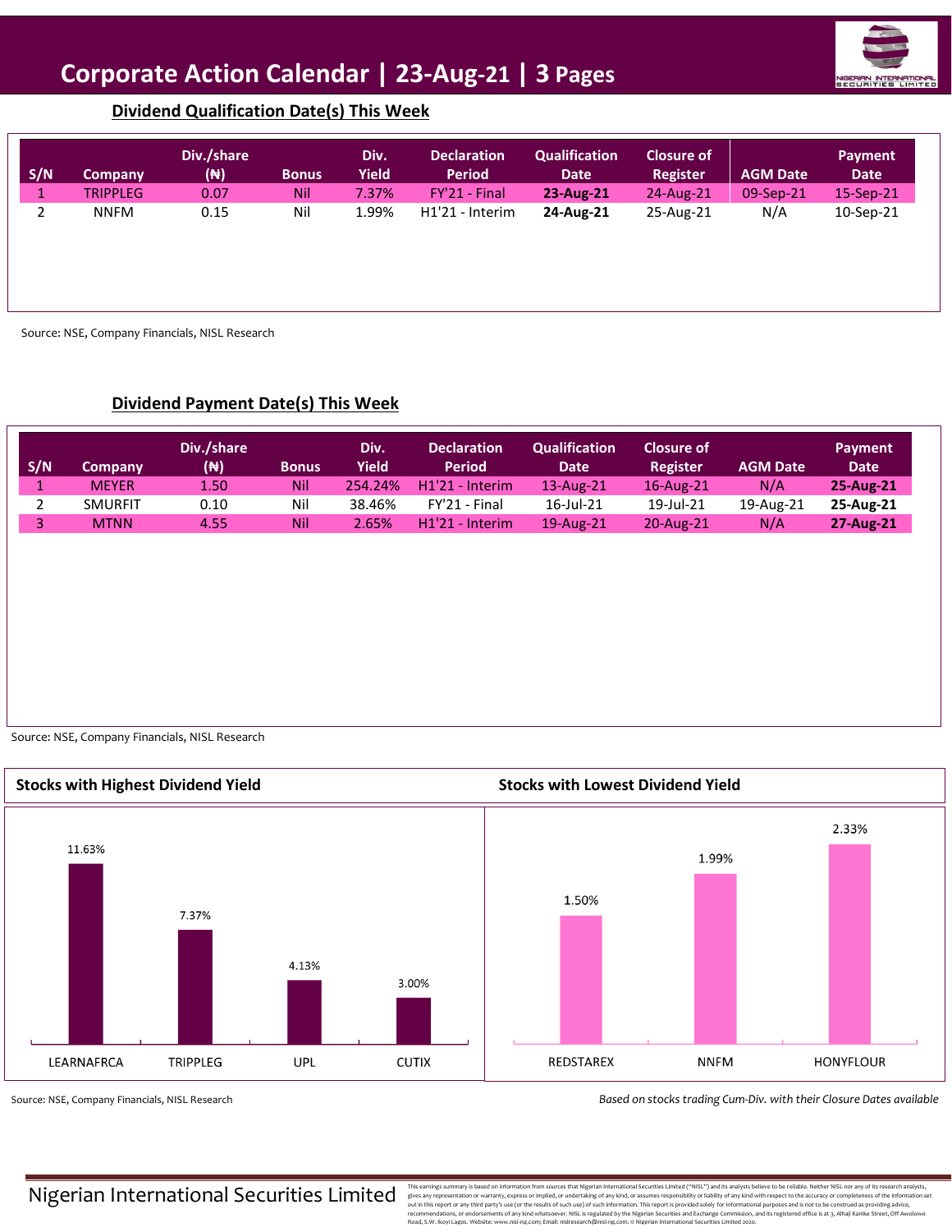# Corporate Action Calendar | 23-Aug-21 | 3 Pages

## Dividend Qualification Date(s) This Week

| S/N | Company | Div./share (₦) | Bonus | Div. Yield | Declaration Period | Qualification Date | Closure of Register | AGM Date | Payment Date |
|---|---|---|---|---|---|---|---|---|---|
| 1 | TRIPPLEG | 0.07 | Nil | 7.37% | FY'21 - Final | **23-Aug-21** | 24-Aug-21 | 09-Sep-21 | 15-Sep-21 |
| 2 | NNFM | 0.15 | Nil | 1.99% | H1'21 - Interim | **24-Aug-21** | 25-Aug-21 | N/A | 10-Sep-21 |

Source: NSE, Company Financials, NISL Research

## Dividend Payment Date(s) This Week

| S/N | Company | Div./share (₦) | Bonus | Div. Yield | Declaration Period | Qualification Date | Closure of Register | AGM Date | Payment Date |
|---|---|---|---|---|---|---|---|---|---|
| 1 | MEYER | 1.50 | Nil | 254.24% | H1'21 - Interim | 13-Aug-21 | 16-Aug-21 | N/A | **25-Aug-21** |
| 2 | SMURFIT | 0.10 | Nil | 38.46% | FY'21 - Final | 16-Jul-21 | 19-Jul-21 | 19-Aug-21 | **25-Aug-21** |
| 3 | MTNN | 4.55 | Nil | 2.65% | H1'21 - Interim | 19-Aug-21 | 20-Aug-21 | N/A | **27-Aug-21** |

Source: NSE, Company Financials, NISL Research

### Stocks with Highest Dividend Yield

11.63%
7.37%
4.13%
3.00%

LEARNAFRCA
TRIPPLEG
UPL
CUTIX

### Stocks with Lowest Dividend Yield

1.50%
1.99%
2.33%

REDSTAREX
NNFM
HONYFLOUR

Source: NSE, Company Financials, NISL Research

*Based on stocks trading Cum-Div. with their Closure Dates available*

Nigerian International Securities Limited

This earnings summary is based on information from sources that Nigerian International Securities Limited ("NISL") and its analysts believe to be reliable. Neither NISL nor any of its research analysts, gives any representation or warranty, express or implied, or undertaking of any kind, or assumes responsibility or liability of any kind with respect to the accuracy or completeness of the information set out in this report or any third party's use (or the results of such use) of such information. This report is provided solely for informational purposes and is not to be construed as providing advice, recommendations, or endorsements of any kind whatsoever. NISL is regulated by the Nigerian Securities and Exchange Commission, and its registered office is at 3, Alhaji Kanike Street, Off Awolowo Road, S.W. Ikoyi Lagos. Website: www.nisl-ng.com; Email: nislresearch@nisl-ng.com. © Nigerian International Securities Limited 2020.